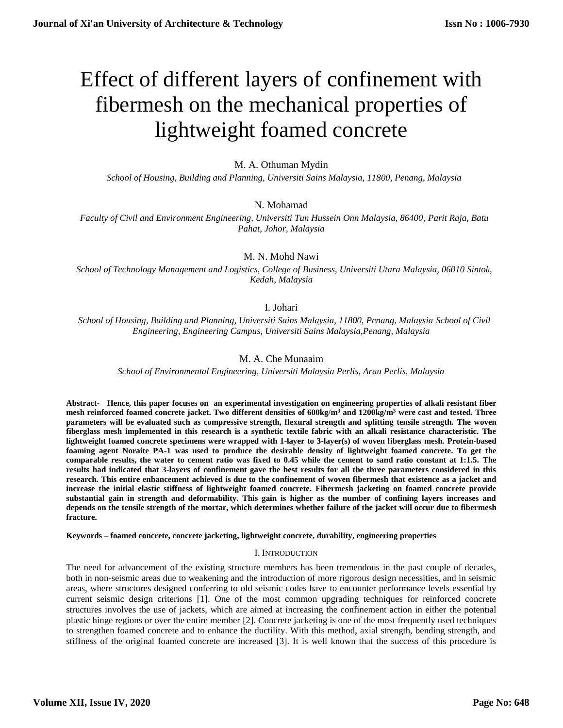# Effect of different layers of confinement with fibermesh on the mechanical properties of lightweight foamed concrete

M. A. Othuman Mydin

*School of Housing, Building and Planning, Universiti Sains Malaysia, 11800, Penang, Malaysia*

N. Mohamad

*Faculty of Civil and Environment Engineering, Universiti Tun Hussein Onn Malaysia, 86400, Parit Raja, Batu Pahat, Johor, Malaysia*

M. N. Mohd Nawi

*School of Technology Management and Logistics, College of Business, Universiti Utara Malaysia, 06010 Sintok, Kedah, Malaysia*

I. Johari

*School of Housing, Building and Planning, Universiti Sains Malaysia, 11800, Penang, Malaysia School of Civil Engineering, Engineering Campus, Universiti Sains Malaysia,Penang, Malaysia*

M. A. Che Munaaim

*School of Environmental Engineering, Universiti Malaysia Perlis, Arau Perlis, Malaysia*

**Abstract- Hence, this paper focuses on an experimental investigation on engineering properties of alkali resistant fiber mesh reinforced foamed concrete jacket. Two different densities of 600kg/m$^3$ and 1200kg/m$^3$ were cast and tested. Three parameters will be evaluated such as compressive strength, flexural strength and splitting tensile strength. The woven fiberglass mesh implemented in this research is a synthetic textile fabric with an alkali resistance characteristic. The lightweight foamed concrete specimens were wrapped with 1-layer to 3-layer(s) of woven fiberglass mesh. Protein-based foaming agent Noraite PA-1 was used to produce the desirable density of lightweight foamed concrete. To get the comparable results, the water to cement ratio was fixed to 0.45 while the cement to sand ratio constant at 1:1.5. The results had indicated that 3-layers of confinement gave the best results for all the three parameters considered in this research. This entire enhancement achieved is due to the confinement of woven fibermesh that existence as a jacket and increase the initial elastic stiffness of lightweight foamed concrete. Fibermesh jacketing on foamed concrete provide substantial gain in strength and deformability. This gain is higher as the number of confining layers increases and depends on the tensile strength of the mortar, which determines whether failure of the jacket will occur due to fibermesh fracture.**

**Keywords – foamed concrete, concrete jacketing, lightweight concrete, durability, engineering properties**

## I. Introduction

The need for advancement of the existing structure members has been tremendous in the past couple of decades, both in non-seismic areas due to weakening and the introduction of more rigorous design necessities, and in seismic areas, where structures designed conferring to old seismic codes have to encounter performance levels essential by current seismic design criterions [1]. One of the most common upgrading techniques for reinforced concrete structures involves the use of jackets, which are aimed at increasing the confinement action in either the potential plastic hinge regions or over the entire member [2]. Concrete jacketing is one of the most frequently used techniques to strengthen foamed concrete and to enhance the ductility. With this method, axial strength, bending strength, and stiffness of the original foamed concrete are increased [3]. It is well known that the success of this procedure is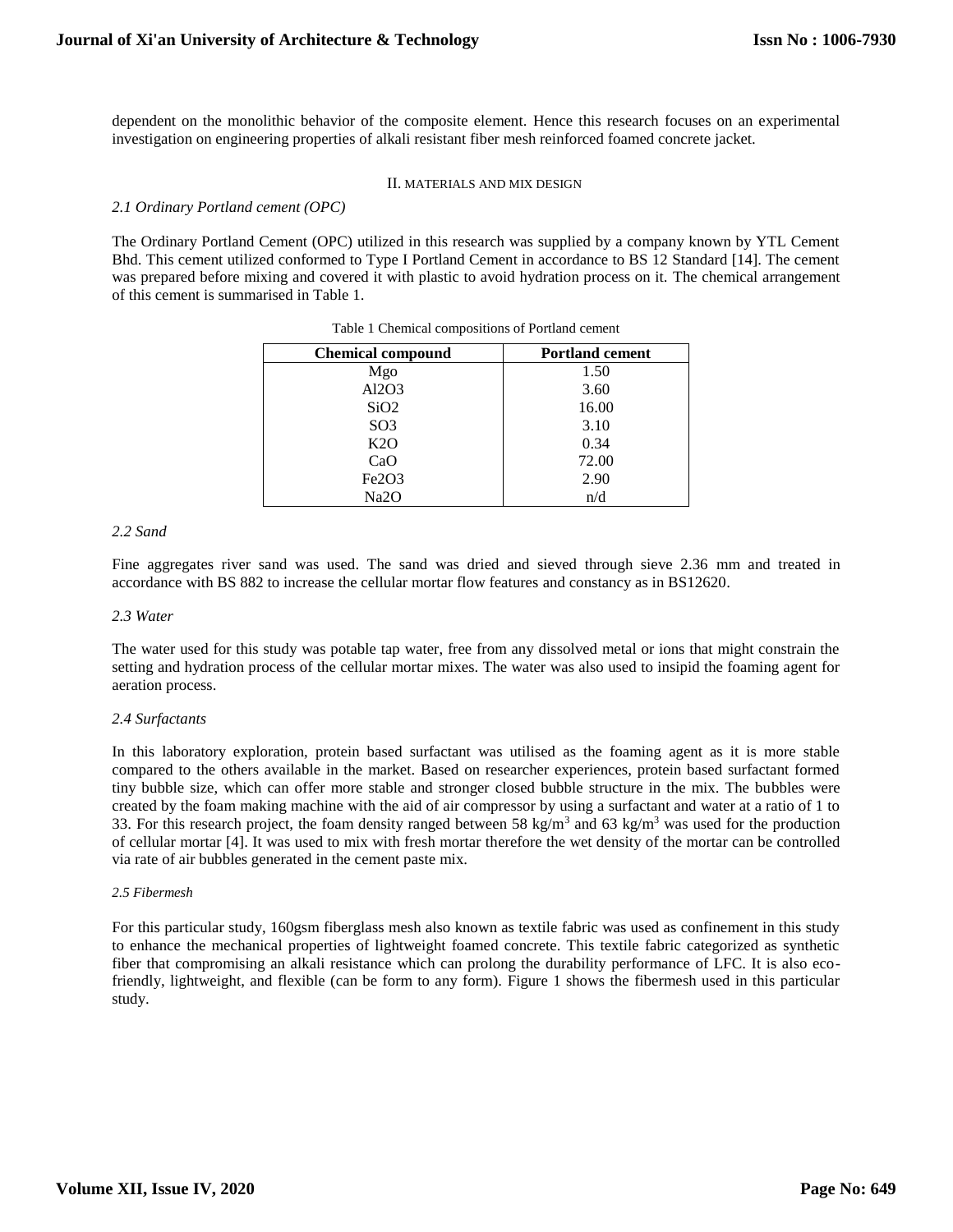dependent on the monolithic behavior of the composite element. Hence this research focuses on an experimental investigation on engineering properties of alkali resistant fiber mesh reinforced foamed concrete jacket.

## II. MATERIALS AND MIX DESIGN

### *2.1 Ordinary Portland cement (OPC)*

The Ordinary Portland Cement (OPC) utilized in this research was supplied by a company known by YTL Cement Bhd. This cement utilized conformed to Type I Portland Cement in accordance to BS 12 Standard [14]. The cement was prepared before mixing and covered it with plastic to avoid hydration process on it. The chemical arrangement of this cement is summarised in Table 1.

Table 1 Chemical compositions of Portland cement

| Chemical compound | Portland cement |
|---|---|
| Mgo | 1.50 |
| $Al_2O_3$ | 3.60 |
| $SiO_2$ | 16.00 |
| $SO_3$ | 3.10 |
| $K_2O$ | 0.34 |
| CaO | 72.00 |
| $Fe_2O_3$ | 2.90 |
| $Na_2O$ | n/d |

### *2.2 Sand*

Fine aggregates river sand was used. The sand was dried and sieved through sieve 2.36 mm and treated in accordance with BS 882 to increase the cellular mortar flow features and constancy as in BS12620.

### *2.3 Water*

The water used for this study was potable tap water, free from any dissolved metal or ions that might constrain the setting and hydration process of the cellular mortar mixes. The water was also used to insipid the foaming agent for aeration process.

### *2.4 Surfactants*

In this laboratory exploration, protein based surfactant was utilised as the foaming agent as it is more stable compared to the others available in the market. Based on researcher experiences, protein based surfactant formed tiny bubble size, which can offer more stable and stronger closed bubble structure in the mix. The bubbles were created by the foam making machine with the aid of air compressor by using a surfactant and water at a ratio of 1 to 33. For this research project, the foam density ranged between 58 kg/m$^3$ and 63 kg/m$^3$ was used for the production of cellular mortar [4]. It was used to mix with fresh mortar therefore the wet density of the mortar can be controlled via rate of air bubbles generated in the cement paste mix.

### *2.5 Fibermesh*

For this particular study, 160gsm fiberglass mesh also known as textile fabric was used as confinement in this study to enhance the mechanical properties of lightweight foamed concrete. This textile fabric categorized as synthetic fiber that compromising an alkali resistance which can prolong the durability performance of LFC. It is also eco-friendly, lightweight, and flexible (can be form to any form). Figure 1 shows the fibermesh used in this particular study.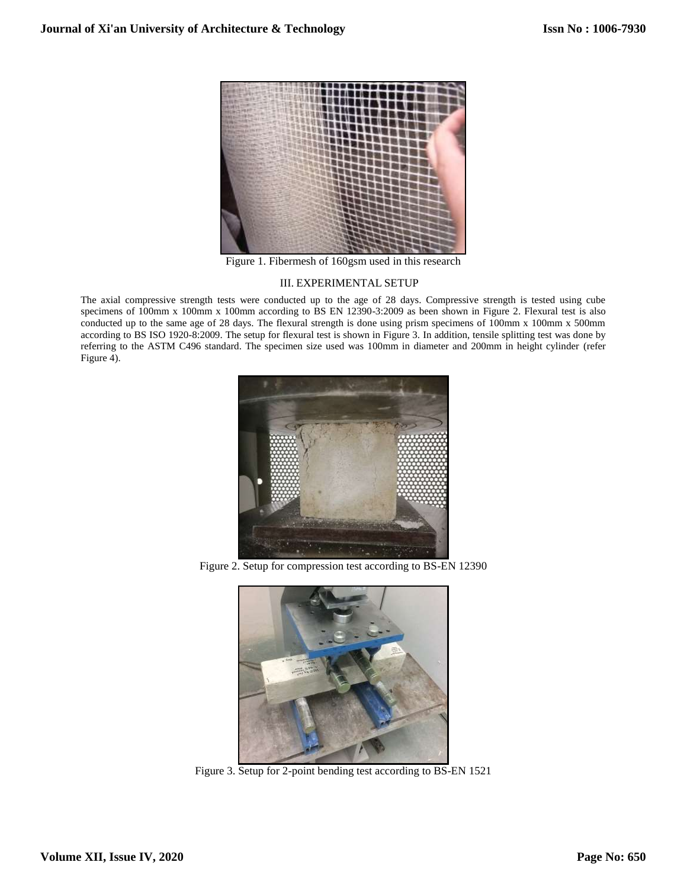Figure 1. Fibermesh of 160gsm used in this research

## III. EXPERIMENTAL SETUP

The axial compressive strength tests were conducted up to the age of 28 days. Compressive strength is tested using cube specimens of 100mm x 100mm x 100mm according to BS EN 12390-3:2009 as been shown in Figure 2. Flexural test is also conducted up to the same age of 28 days. The flexural strength is done using prism specimens of 100mm x 100mm x 500mm according to BS ISO 1920-8:2009. The setup for flexural test is shown in Figure 3. In addition, tensile splitting test was done by referring to the ASTM C496 standard. The specimen size used was 100mm in diameter and 200mm in height cylinder (refer Figure 4).

Figure 2. Setup for compression test according to BS-EN 12390

Figure 3. Setup for 2-point bending test according to BS-EN 1521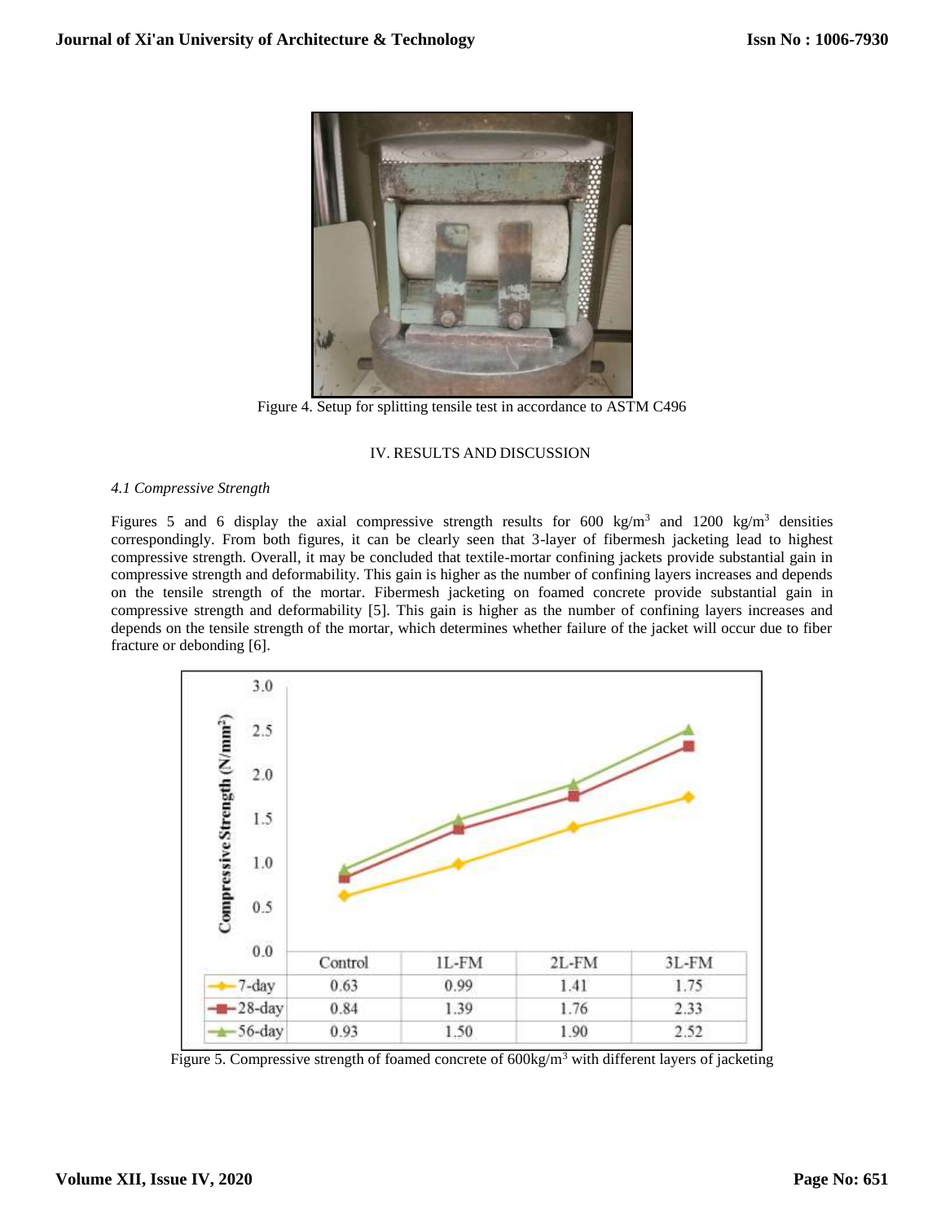Figure 4. Setup for splitting tensile test in accordance to ASTM C496

## IV. RESULTS AND DISCUSSION

### *4.1 Compressive Strength*

Figures 5 and 6 display the axial compressive strength results for 600 $kg/m^3$ and 1200 $kg/m^3$ densities correspondingly. From both figures, it can be clearly seen that 3-layer of fibermesh jacketing lead to highest compressive strength. Overall, it may be concluded that textile-mortar confining jackets provide substantial gain in compressive strength and deformability. This gain is higher as the number of confining layers increases and depends on the tensile strength of the mortar. Fibermesh jacketing on foamed concrete provide substantial gain in compressive strength and deformability [5]. This gain is higher as the number of confining layers increases and depends on the tensile strength of the mortar, which determines whether failure of the jacket will occur due to fiber fracture or debonding [6].

| | Control | 1L-FM | 2L-FM | 3L-FM |
|---|---|---|---|---|
| 7-day | 0.63 | 0.99 | 1.41 | 1.75 |
| 28-day | 0.84 | 1.39 | 1.76 | 2.33 |
| 56-day | 0.93 | 1.50 | 1.90 | 2.52 |

Figure 5. Compressive strength of foamed concrete of $600kg/m^3$ with different layers of jacketing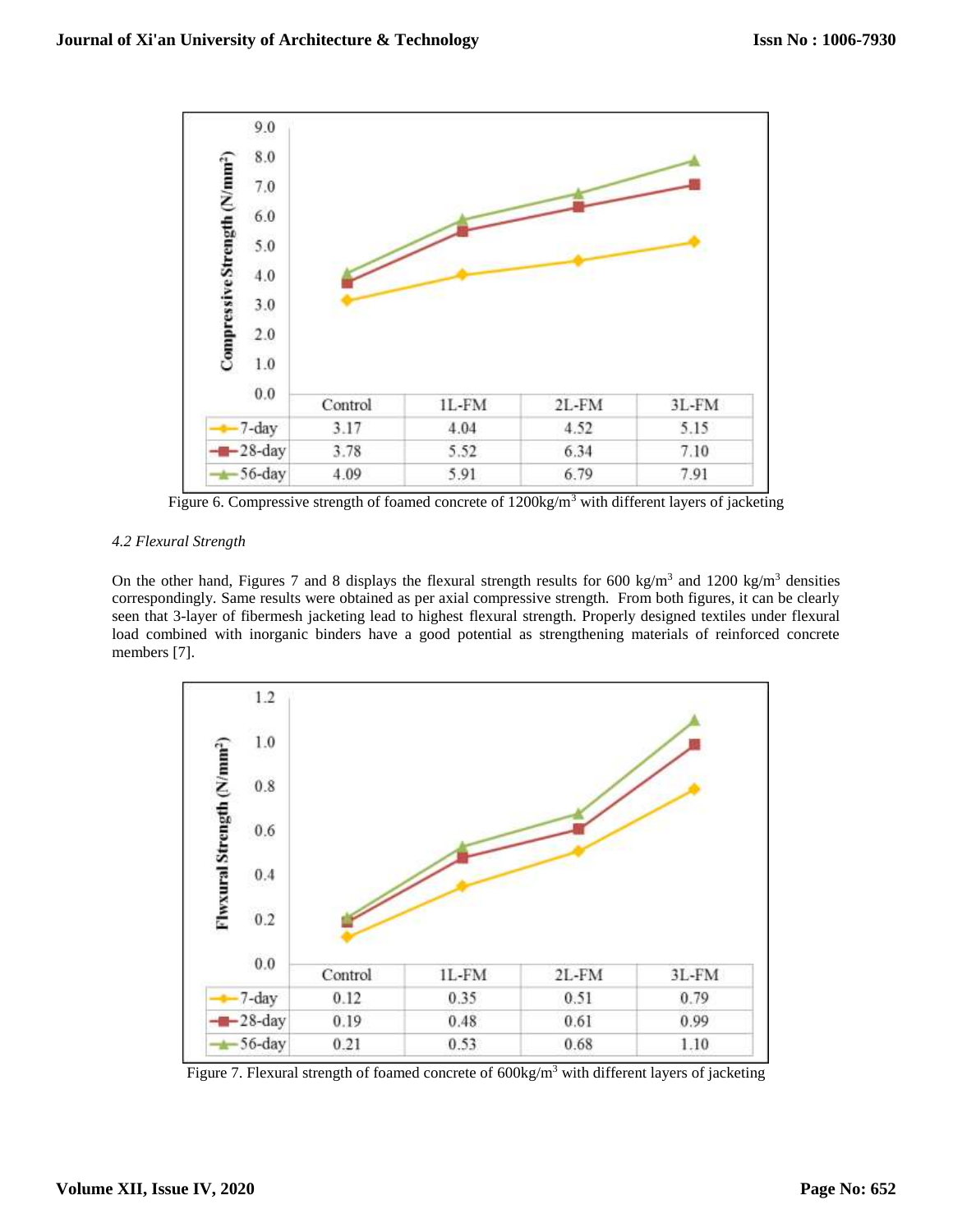| | Control | 1L-FM | 2L-FM | 3L-FM |
|---|---|---|---|---|
| 7-day | 3.17 | 4.04 | 4.52 | 5.15 |
| 28-day | 3.78 | 5.52 | 6.34 | 7.10 |
| 56-day | 4.09 | 5.91 | 6.79 | 7.91 |

Figure 6. Compressive strength of foamed concrete of 1200kg/m$^3$ with different layers of jacketing

*4.2 Flexural Strength*

On the other hand, Figures 7 and 8 displays the flexural strength results for 600 kg/m$^3$ and 1200 kg/m$^3$ densities correspondingly. Same results were obtained as per axial compressive strength. From both figures, it can be clearly seen that 3-layer of fibermesh jacketing lead to highest flexural strength. Properly designed textiles under flexural load combined with inorganic binders have a good potential as strengthening materials of reinforced concrete members [7].

| | Control | 1L-FM | 2L-FM | 3L-FM |
|---|---|---|---|---|
| 7-day | 0.12 | 0.35 | 0.51 | 0.79 |
| 28-day | 0.19 | 0.48 | 0.61 | 0.99 |
| 56-day | 0.21 | 0.53 | 0.68 | 1.10 |

Figure 7. Flexural strength of foamed concrete of 600kg/m$^3$ with different layers of jacketing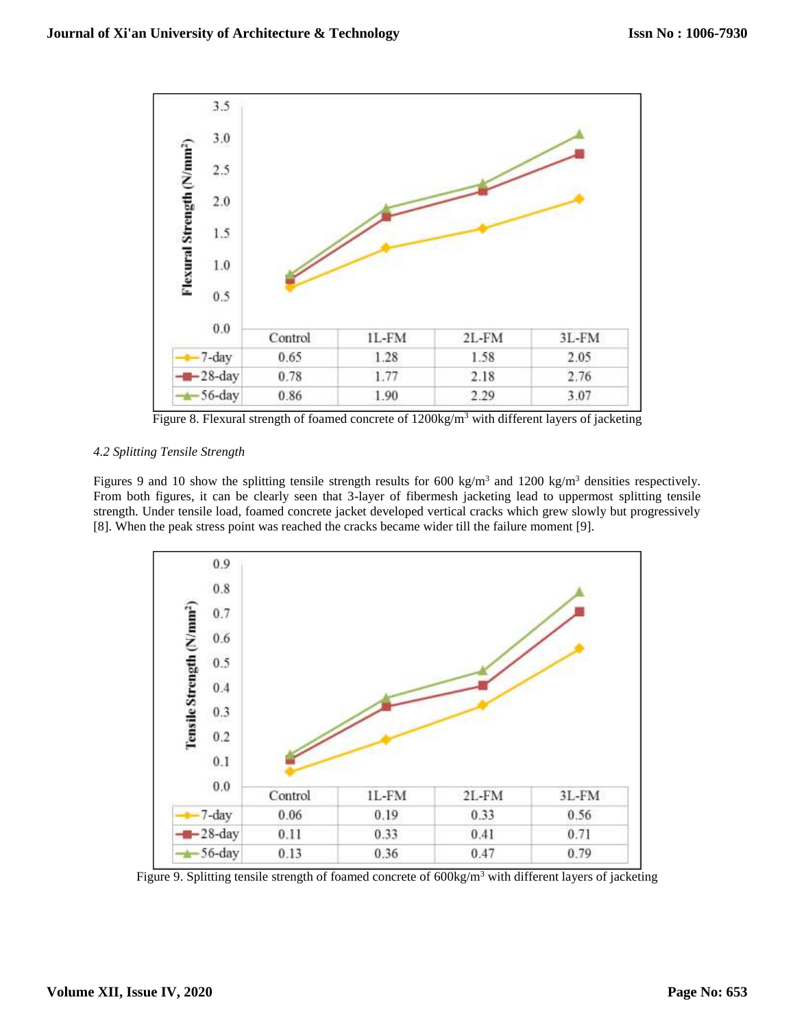| | Control | 1L-FM | 2L-FM | 3L-FM |
|---|---|---|---|---|
| 7-day | 0.65 | 1.28 | 1.58 | 2.05 |
| 28-day | 0.78 | 1.77 | 2.18 | 2.76 |
| 56-day | 0.86 | 1.90 | 2.29 | 3.07 |

Figure 8. Flexural strength of foamed concrete of 1200kg/m$^3$ with different layers of jacketing

*4.2 Splitting Tensile Strength*

Figures 9 and 10 show the splitting tensile strength results for 600 kg/m$^3$ and 1200 kg/m$^3$ densities respectively. From both figures, it can be clearly seen that 3-layer of fibermesh jacketing lead to uppermost splitting tensile strength. Under tensile load, foamed concrete jacket developed vertical cracks which grew slowly but progressively [8]. When the peak stress point was reached the cracks became wider till the failure moment [9].

| | Control | 1L-FM | 2L-FM | 3L-FM |
|---|---|---|---|---|
| 7-day | 0.06 | 0.19 | 0.33 | 0.56 |
| 28-day | 0.11 | 0.33 | 0.41 | 0.71 |
| 56-day | 0.13 | 0.36 | 0.47 | 0.79 |

Figure 9. Splitting tensile strength of foamed concrete of 600kg/m$^3$ with different layers of jacketing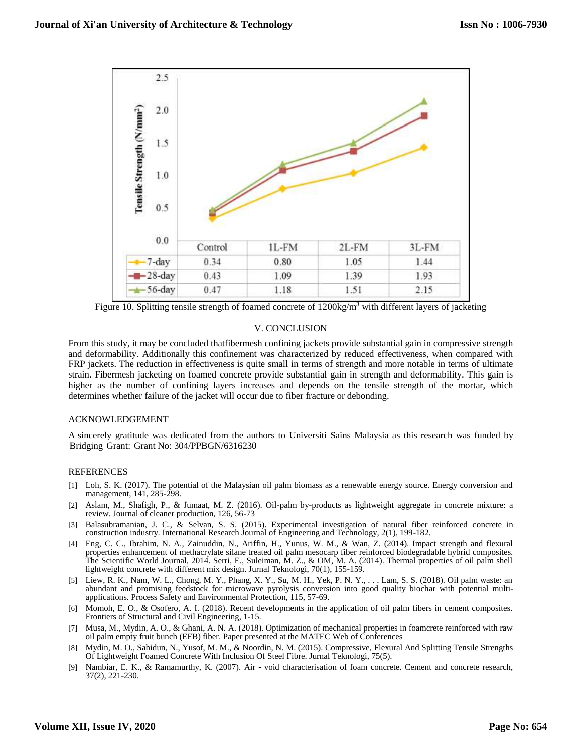Tensile Strength ($N/mm^2$)

2.5
2.0
1.5
1.0
0.5
0.0

Control 1L-FM 2L-FM 3L-FM

7-day 0.34 0.80 1.05 1.44

28-day 0.43 1.09 1.39 1.93

56-day 0.47 1.18 1.51 2.15

Figure 10. Splitting tensile strength of foamed concrete of $1200kg/m^3$ with different layers of jacketing

## V. CONCLUSION

From this study, it may be concluded thatfibermesh confining jackets provide substantial gain in compressive strength and deformability. Additionally this confinement was characterized by reduced effectiveness, when compared with FRP jackets. The reduction in effectiveness is quite small in terms of strength and more notable in terms of ultimate strain. Fibermesh jacketing on foamed concrete provide substantial gain in strength and deformability. This gain is higher as the number of confining layers increases and depends on the tensile strength of the mortar, which determines whether failure of the jacket will occur due to fiber fracture or debonding.

## ACKNOWLEDGEMENT

A sincerely gratitude was dedicated from the authors to Universiti Sains Malaysia as this research was funded by Bridging Grant: Grant No: 304/PPBGN/6316230

## REFERENCES

[1] Loh, S. K. (2017). The potential of the Malaysian oil palm biomass as a renewable energy source. Energy conversion and management, 141, 285-298.

[2] Aslam, M., Shafigh, P., & Jumaat, M. Z. (2016). Oil-palm by-products as lightweight aggregate in concrete mixture: a review. Journal of cleaner production, 126, 56-73

[3] Balasubramanian, J. C., & Selvan, S. S. (2015). Experimental investigation of natural fiber reinforced concrete in construction industry. International Research Journal of Engineering and Technology, 2(1), 199-182.

[4] Eng, C. C., Ibrahim, N. A., Zainuddin, N., Ariffin, H., Yunus, W. M., & Wan, Z. (2014). Impact strength and flexural properties enhancement of methacrylate silane treated oil palm mesocarp fiber reinforced biodegradable hybrid composites. The Scientific World Journal, 2014. Serri, E., Suleiman, M. Z., & OM, M. A. (2014). Thermal properties of oil palm shell lightweight concrete with different mix design. Jurnal Teknologi, 70(1), 155-159.

[5] Liew, R. K., Nam, W. L., Chong, M. Y., Phang, X. Y., Su, M. H., Yek, P. N. Y., . . . Lam, S. S. (2018). Oil palm waste: an abundant and promising feedstock for microwave pyrolysis conversion into good quality biochar with potential multi-applications. Process Safety and Environmental Protection, 115, 57-69.

[6] Momoh, E. O., & Osofero, A. I. (2018). Recent developments in the application of oil palm fibers in cement composites. Frontiers of Structural and Civil Engineering, 1-15.

[7] Musa, M., Mydin, A. O., & Ghani, A. N. A. (2018). Optimization of mechanical properties in foamcrete reinforced with raw oil palm empty fruit bunch (EFB) fiber. Paper presented at the MATEC Web of Conferences

[8] Mydin, M. O., Sahidun, N., Yusof, M. M., & Noordin, N. M. (2015). Compressive, Flexural And Splitting Tensile Strengths Of Lightweight Foamed Concrete With Inclusion Of Steel Fibre. Jurnal Teknologi, 75(5).

[9] Nambiar, E. K., & Ramamurthy, K. (2007). Air - void characterisation of foam concrete. Cement and concrete research, 37(2), 221-230.